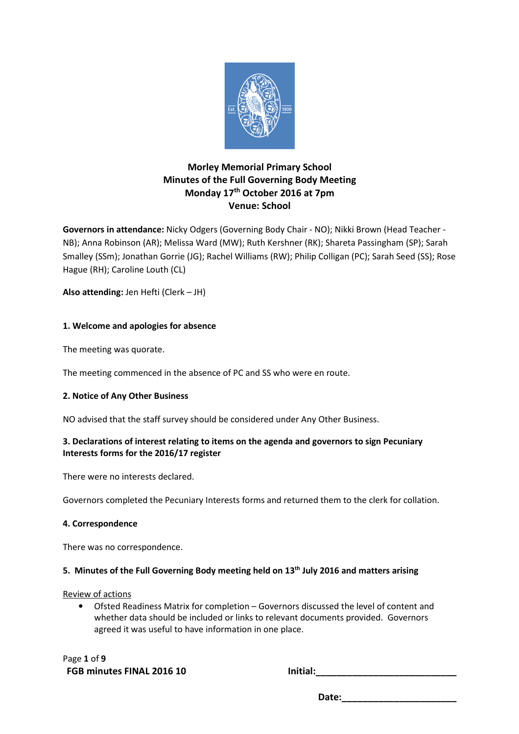# Morley Memorial Primary School
## Minutes of the Full Governing Body Meeting
## Monday 17th October 2016 at 7pm
## Venue: School

**Governors in attendance:** Nicky Odgers (Governing Body Chair - NO); Nikki Brown (Head Teacher - NB); Anna Robinson (AR); Melissa Ward (MW); Ruth Kershner (RK); Shareta Passingham (SP); Sarah Smalley (SSm); Jonathan Gorrie (JG); Rachel Williams (RW); Philip Colligan (PC); Sarah Seed (SS); Rose Hague (RH); Caroline Louth (CL)

**Also attending:** Jen Hefti (Clerk – JH)

### 1. Welcome and apologies for absence

The meeting was quorate.

The meeting commenced in the absence of PC and SS who were en route.

### 2. Notice of Any Other Business

NO advised that the staff survey should be considered under Any Other Business.

### 3. Declarations of interest relating to items on the agenda and governors to sign Pecuniary Interests forms for the 2016/17 register

There were no interests declared.

Governors completed the Pecuniary Interests forms and returned them to the clerk for collation.

### 4. Correspondence

There was no correspondence.

### 5. Minutes of the Full Governing Body meeting held on 13th July 2016 and matters arising

<u>Review of actions</u>

- Ofsted Readiness Matrix for completion – Governors discussed the level of content and whether data should be included or links to relevant documents provided. Governors agreed it was useful to have information in one place.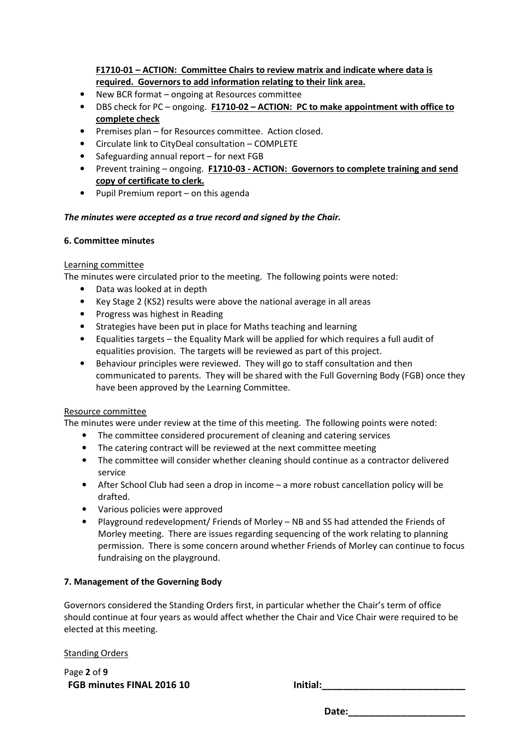**F1710-01 – ACTION: Committee Chairs to review matrix and indicate where data is required. Governors to add information relating to their link area.**

- New BCR format – ongoing at Resources committee
- DBS check for PC – ongoing. **F1710-02 – ACTION: PC to make appointment with office to complete check**
- Premises plan – for Resources committee. Action closed.
- Circulate link to CityDeal consultation – COMPLETE
- Safeguarding annual report – for next FGB
- Prevent training – ongoing. **F1710-03 - ACTION: Governors to complete training and send copy of certificate to clerk.**
- Pupil Premium report – on this agenda

***The minutes were accepted as a true record and signed by the Chair.***

### 6. Committee minutes

Learning committee

The minutes were circulated prior to the meeting. The following points were noted:

- Data was looked at in depth
- Key Stage 2 (KS2) results were above the national average in all areas
- Progress was highest in Reading
- Strategies have been put in place for Maths teaching and learning
- Equalities targets – the Equality Mark will be applied for which requires a full audit of equalities provision. The targets will be reviewed as part of this project.
- Behaviour principles were reviewed. They will go to staff consultation and then communicated to parents. They will be shared with the Full Governing Body (FGB) once they have been approved by the Learning Committee.

Resource committee

The minutes were under review at the time of this meeting. The following points were noted:

- The committee considered procurement of cleaning and catering services
- The catering contract will be reviewed at the next committee meeting
- The committee will consider whether cleaning should continue as a contractor delivered service
- After School Club had seen a drop in income – a more robust cancellation policy will be drafted.
- Various policies were approved
- Playground redevelopment/ Friends of Morley – NB and SS had attended the Friends of Morley meeting. There are issues regarding sequencing of the work relating to planning permission. There is some concern around whether Friends of Morley can continue to focus fundraising on the playground.

### 7. Management of the Governing Body

Governors considered the Standing Orders first, in particular whether the Chair's term of office should continue at four years as would affect whether the Chair and Vice Chair were required to be elected at this meeting.

Standing Orders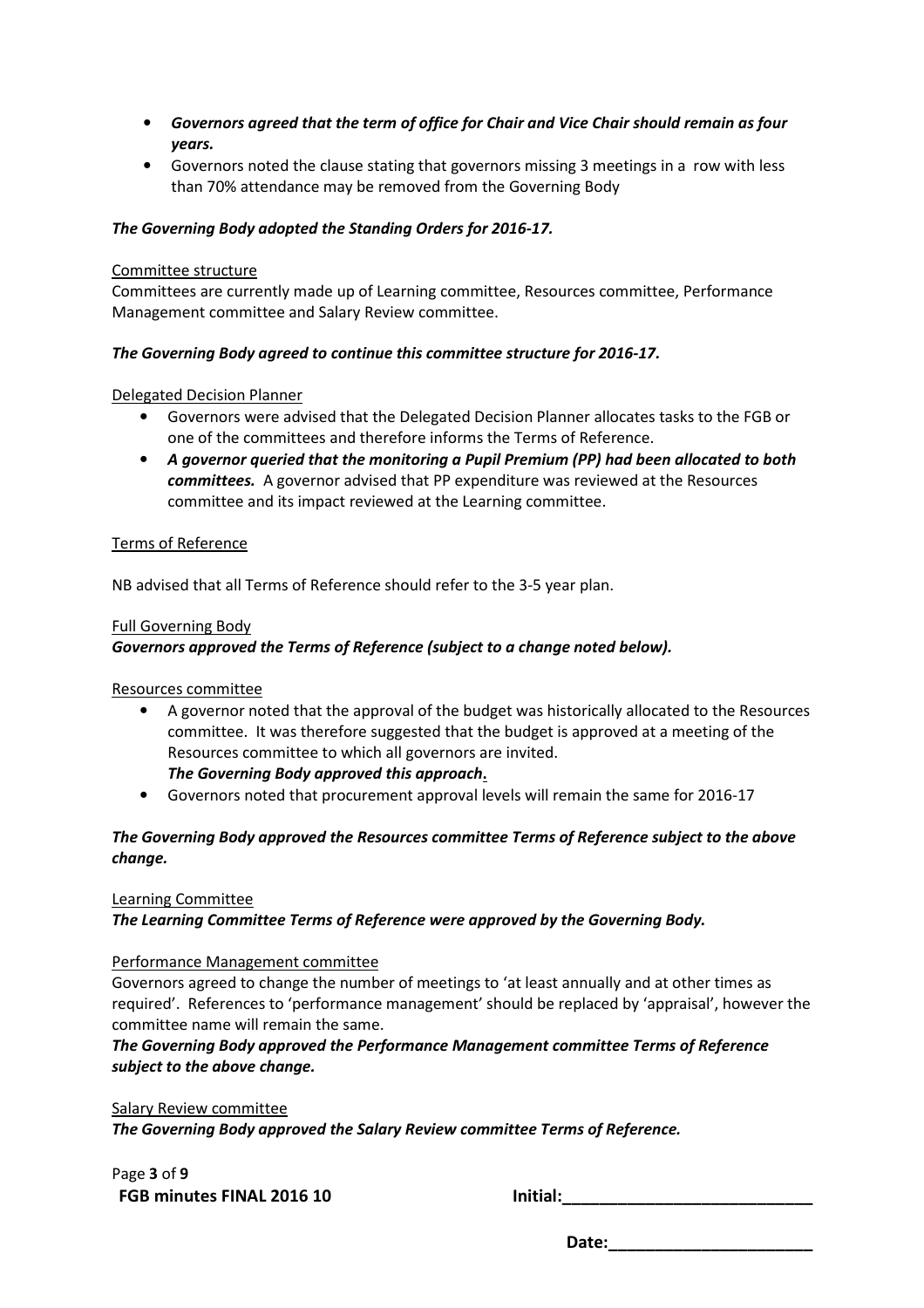- ***Governors agreed that the term of office for Chair and Vice Chair should remain as four years.***
- Governors noted the clause stating that governors missing 3 meetings in a row with less than 70% attendance may be removed from the Governing Body

***The Governing Body adopted the Standing Orders for 2016-17.***

Committee structure

Committees are currently made up of Learning committee, Resources committee, Performance Management committee and Salary Review committee.

***The Governing Body agreed to continue this committee structure for 2016-17.***

Delegated Decision Planner

- Governors were advised that the Delegated Decision Planner allocates tasks to the FGB or one of the committees and therefore informs the Terms of Reference.
- ***A governor queried that the monitoring a Pupil Premium (PP) had been allocated to both committees.*** A governor advised that PP expenditure was reviewed at the Resources committee and its impact reviewed at the Learning committee.

Terms of Reference

NB advised that all Terms of Reference should refer to the 3-5 year plan.

Full Governing Body

***Governors approved the Terms of Reference (subject to a change noted below).***

Resources committee

- A governor noted that the approval of the budget was historically allocated to the Resources committee. It was therefore suggested that the budget is approved at a meeting of the Resources committee to which all governors are invited.
  ***The Governing Body approved this approach.***
- Governors noted that procurement approval levels will remain the same for 2016-17

***The Governing Body approved the Resources committee Terms of Reference subject to the above change.***

Learning Committee

***The Learning Committee Terms of Reference were approved by the Governing Body.***

Performance Management committee

Governors agreed to change the number of meetings to 'at least annually and at other times as required'. References to 'performance management' should be replaced by 'appraisal', however the committee name will remain the same.

***The Governing Body approved the Performance Management committee Terms of Reference subject to the above change.***

Salary Review committee

***The Governing Body approved the Salary Review committee Terms of Reference.***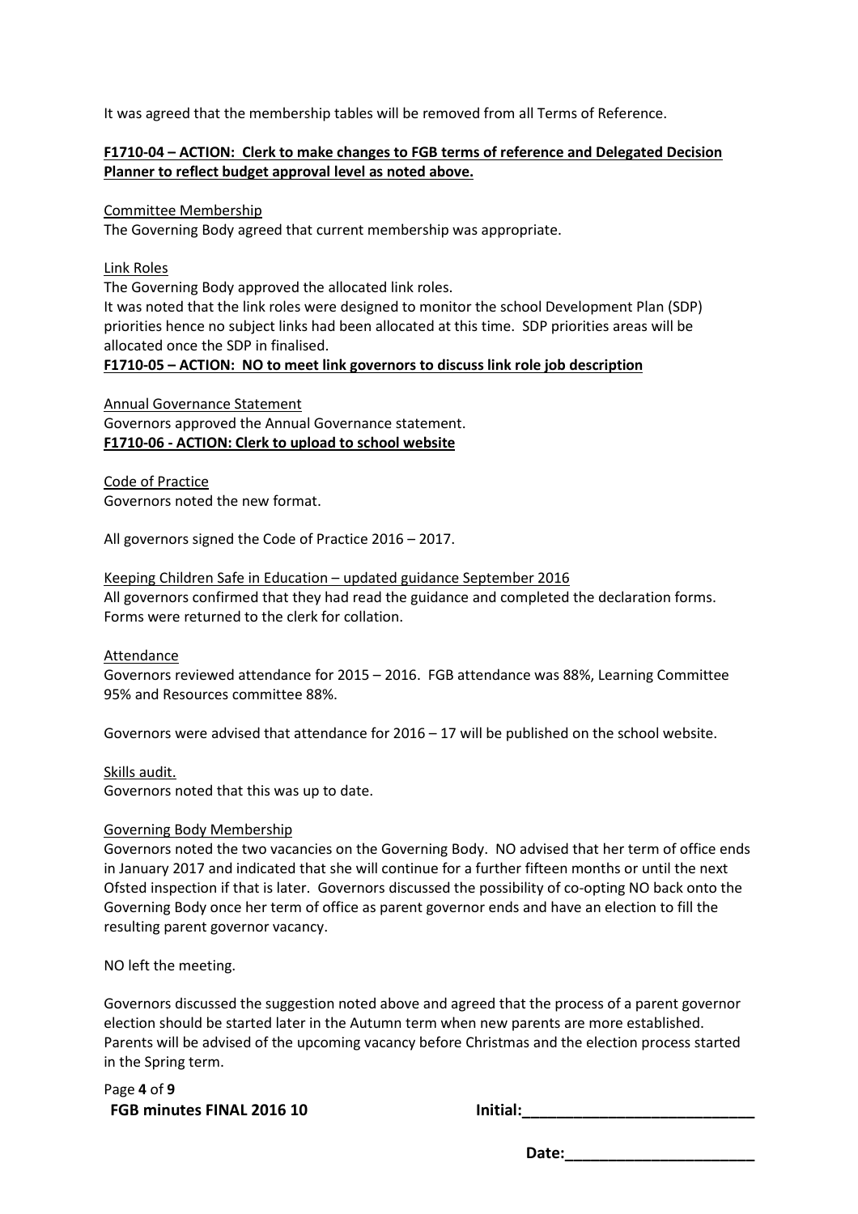It was agreed that the membership tables will be removed from all Terms of Reference.

**F1710-04 – ACTION: Clerk to make changes to FGB terms of reference and Delegated Decision Planner to reflect budget approval level as noted above.**

Committee Membership

The Governing Body agreed that current membership was appropriate.

Link Roles

The Governing Body approved the allocated link roles.

It was noted that the link roles were designed to monitor the school Development Plan (SDP) priorities hence no subject links had been allocated at this time. SDP priorities areas will be allocated once the SDP in finalised.

**F1710-05 – ACTION: NO to meet link governors to discuss link role job description**

Annual Governance Statement

Governors approved the Annual Governance statement.

**F1710-06 - ACTION: Clerk to upload to school website**

Code of Practice

Governors noted the new format.

All governors signed the Code of Practice 2016 – 2017.

Keeping Children Safe in Education – updated guidance September 2016

All governors confirmed that they had read the guidance and completed the declaration forms. Forms were returned to the clerk for collation.

Attendance

Governors reviewed attendance for 2015 – 2016. FGB attendance was 88%, Learning Committee 95% and Resources committee 88%.

Governors were advised that attendance for 2016 – 17 will be published on the school website.

Skills audit.

Governors noted that this was up to date.

Governing Body Membership

Governors noted the two vacancies on the Governing Body. NO advised that her term of office ends in January 2017 and indicated that she will continue for a further fifteen months or until the next Ofsted inspection if that is later. Governors discussed the possibility of co-opting NO back onto the Governing Body once her term of office as parent governor ends and have an election to fill the resulting parent governor vacancy.

NO left the meeting.

Governors discussed the suggestion noted above and agreed that the process of a parent governor election should be started later in the Autumn term when new parents are more established. Parents will be advised of the upcoming vacancy before Christmas and the election process started in the Spring term.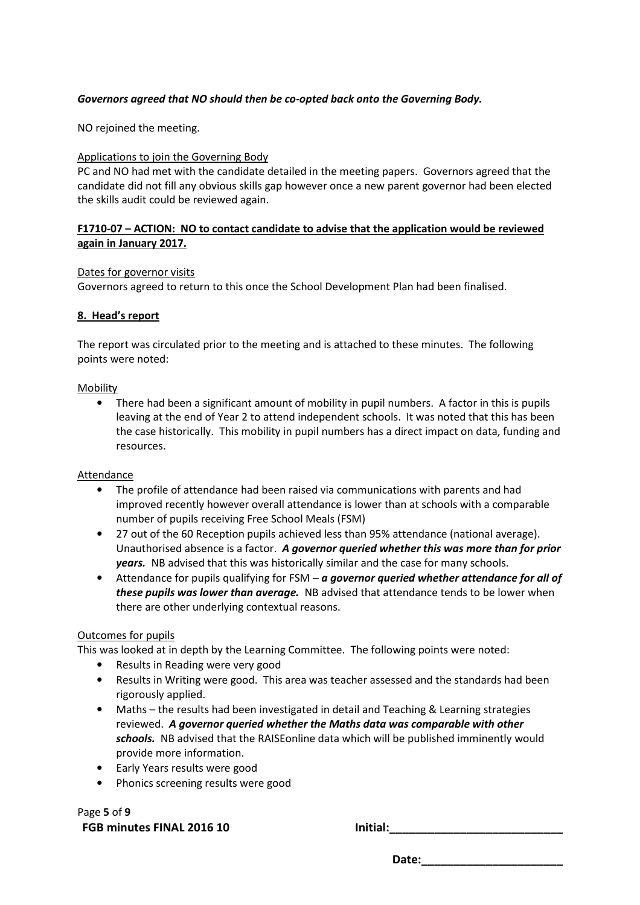***Governors agreed that NO should then be co-opted back onto the Governing Body.***

NO rejoined the meeting.

Applications to join the Governing Body

PC and NO had met with the candidate detailed in the meeting papers. Governors agreed that the candidate did not fill any obvious skills gap however once a new parent governor had been elected the skills audit could be reviewed again.

**F1710-07 – ACTION: NO to contact candidate to advise that the application would be reviewed again in January 2017.**

Dates for governor visits

Governors agreed to return to this once the School Development Plan had been finalised.

## 8. Head's report

The report was circulated prior to the meeting and is attached to these minutes. The following points were noted:

Mobility

- There had been a significant amount of mobility in pupil numbers. A factor in this is pupils leaving at the end of Year 2 to attend independent schools. It was noted that this has been the case historically. This mobility in pupil numbers has a direct impact on data, funding and resources.

Attendance

- The profile of attendance had been raised via communications with parents and had improved recently however overall attendance is lower than at schools with a comparable number of pupils receiving Free School Meals (FSM)
- 27 out of the 60 Reception pupils achieved less than 95% attendance (national average). Unauthorised absence is a factor. ***A governor queried whether this was more than for prior years.*** NB advised that this was historically similar and the case for many schools.
- Attendance for pupils qualifying for FSM – ***a governor queried whether attendance for all of these pupils was lower than average.*** NB advised that attendance tends to be lower when there are other underlying contextual reasons.

Outcomes for pupils

This was looked at in depth by the Learning Committee. The following points were noted:

- Results in Reading were very good
- Results in Writing were good. This area was teacher assessed and the standards had been rigorously applied.
- Maths – the results had been investigated in detail and Teaching & Learning strategies reviewed. ***A governor queried whether the Maths data was comparable with other schools.*** NB advised that the RAISEonline data which will be published imminently would provide more information.
- Early Years results were good
- Phonics screening results were good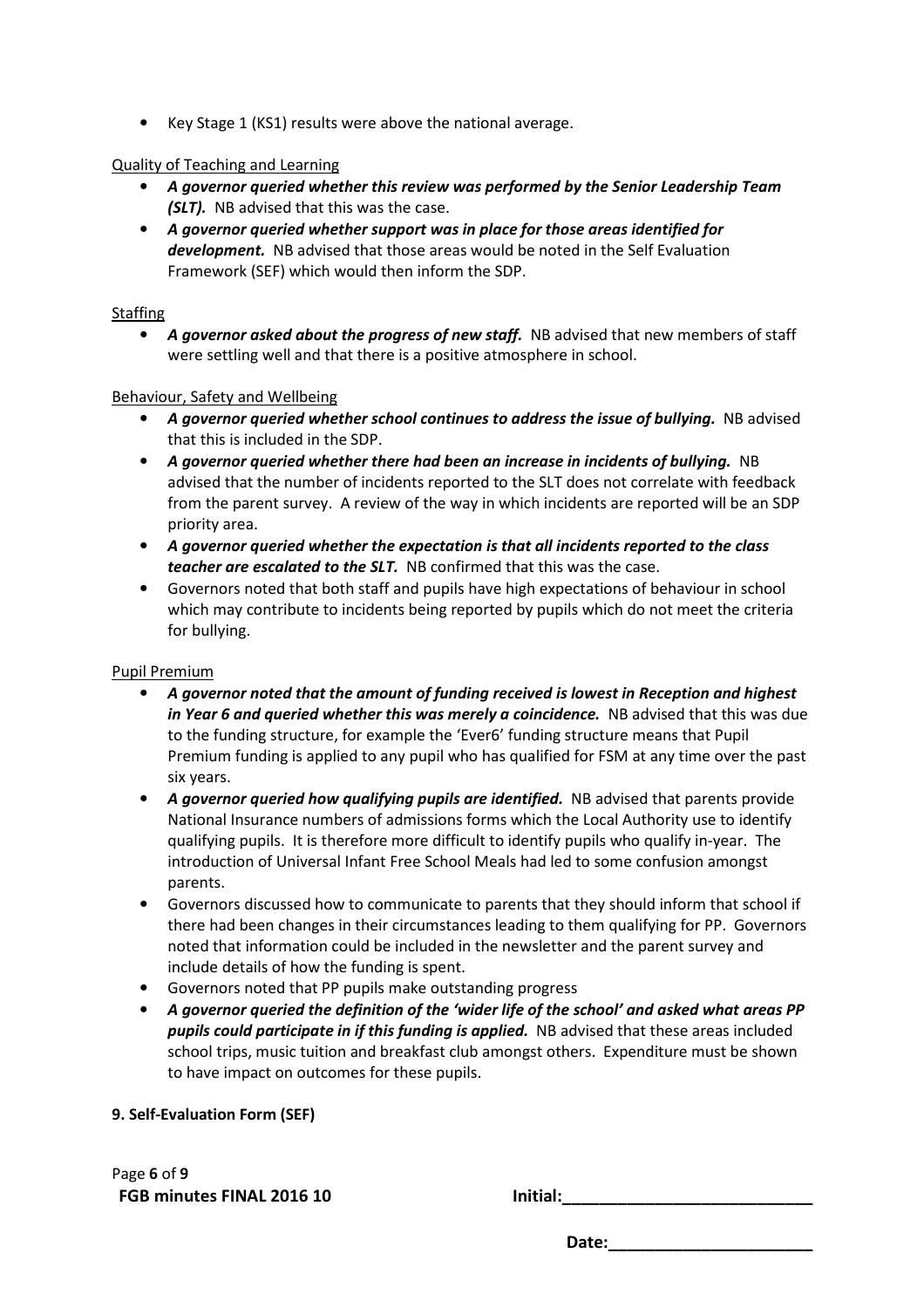- Key Stage 1 (KS1) results were above the national average.

Quality of Teaching and Learning

- ***A governor queried whether this review was performed by the Senior Leadership Team (SLT).*** NB advised that this was the case.
- ***A governor queried whether support was in place for those areas identified for development.*** NB advised that those areas would be noted in the Self Evaluation Framework (SEF) which would then inform the SDP.

Staffing

- ***A governor asked about the progress of new staff.*** NB advised that new members of staff were settling well and that there is a positive atmosphere in school.

Behaviour, Safety and Wellbeing

- ***A governor queried whether school continues to address the issue of bullying.*** NB advised that this is included in the SDP.
- ***A governor queried whether there had been an increase in incidents of bullying.*** NB advised that the number of incidents reported to the SLT does not correlate with feedback from the parent survey. A review of the way in which incidents are reported will be an SDP priority area.
- ***A governor queried whether the expectation is that all incidents reported to the class teacher are escalated to the SLT.*** NB confirmed that this was the case.
- Governors noted that both staff and pupils have high expectations of behaviour in school which may contribute to incidents being reported by pupils which do not meet the criteria for bullying.

Pupil Premium

- ***A governor noted that the amount of funding received is lowest in Reception and highest in Year 6 and queried whether this was merely a coincidence.*** NB advised that this was due to the funding structure, for example the 'Ever6' funding structure means that Pupil Premium funding is applied to any pupil who has qualified for FSM at any time over the past six years.
- ***A governor queried how qualifying pupils are identified.*** NB advised that parents provide National Insurance numbers of admissions forms which the Local Authority use to identify qualifying pupils. It is therefore more difficult to identify pupils who qualify in-year. The introduction of Universal Infant Free School Meals had led to some confusion amongst parents.
- Governors discussed how to communicate to parents that they should inform that school if there had been changes in their circumstances leading to them qualifying for PP. Governors noted that information could be included in the newsletter and the parent survey and include details of how the funding is spent.
- Governors noted that PP pupils make outstanding progress
- ***A governor queried the definition of the 'wider life of the school' and asked what areas PP pupils could participate in if this funding is applied.*** NB advised that these areas included school trips, music tuition and breakfast club amongst others. Expenditure must be shown to have impact on outcomes for these pupils.

**9. Self-Evaluation Form (SEF)**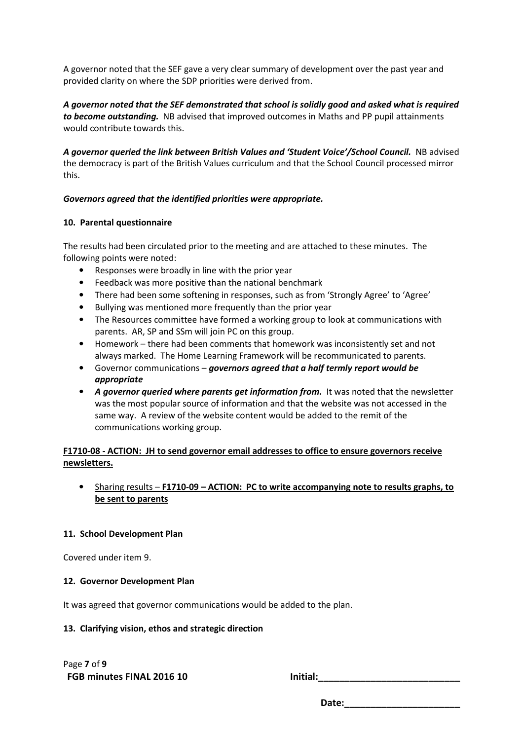A governor noted that the SEF gave a very clear summary of development over the past year and provided clarity on where the SDP priorities were derived from.

***A governor noted that the SEF demonstrated that school is solidly good and asked what is required to become outstanding.*** NB advised that improved outcomes in Maths and PP pupil attainments would contribute towards this.

***A governor queried the link between British Values and 'Student Voice'/School Council.*** NB advised the democracy is part of the British Values curriculum and that the School Council processed mirror this.

***Governors agreed that the identified priorities were appropriate.***

**10. Parental questionnaire**

The results had been circulated prior to the meeting and are attached to these minutes. The following points were noted:

- Responses were broadly in line with the prior year
- Feedback was more positive than the national benchmark
- There had been some softening in responses, such as from 'Strongly Agree' to 'Agree'
- Bullying was mentioned more frequently than the prior year
- The Resources committee have formed a working group to look at communications with parents. AR, SP and SSm will join PC on this group.
- Homework – there had been comments that homework was inconsistently set and not always marked. The Home Learning Framework will be recommunicated to parents.
- Governor communications – ***governors agreed that a half termly report would be appropriate***
- ***A governor queried where parents get information from.*** It was noted that the newsletter was the most popular source of information and that the website was not accessed in the same way. A review of the website content would be added to the remit of the communications working group.

<u>**F1710-08 - ACTION: JH to send governor email addresses to office to ensure governors receive newsletters.**</u>

- <u>Sharing results – **F1710-09 – ACTION: PC to write accompanying note to results graphs, to be sent to parents**</u>

**11. School Development Plan**

Covered under item 9.

**12. Governor Development Plan**

It was agreed that governor communications would be added to the plan.

**13. Clarifying vision, ethos and strategic direction**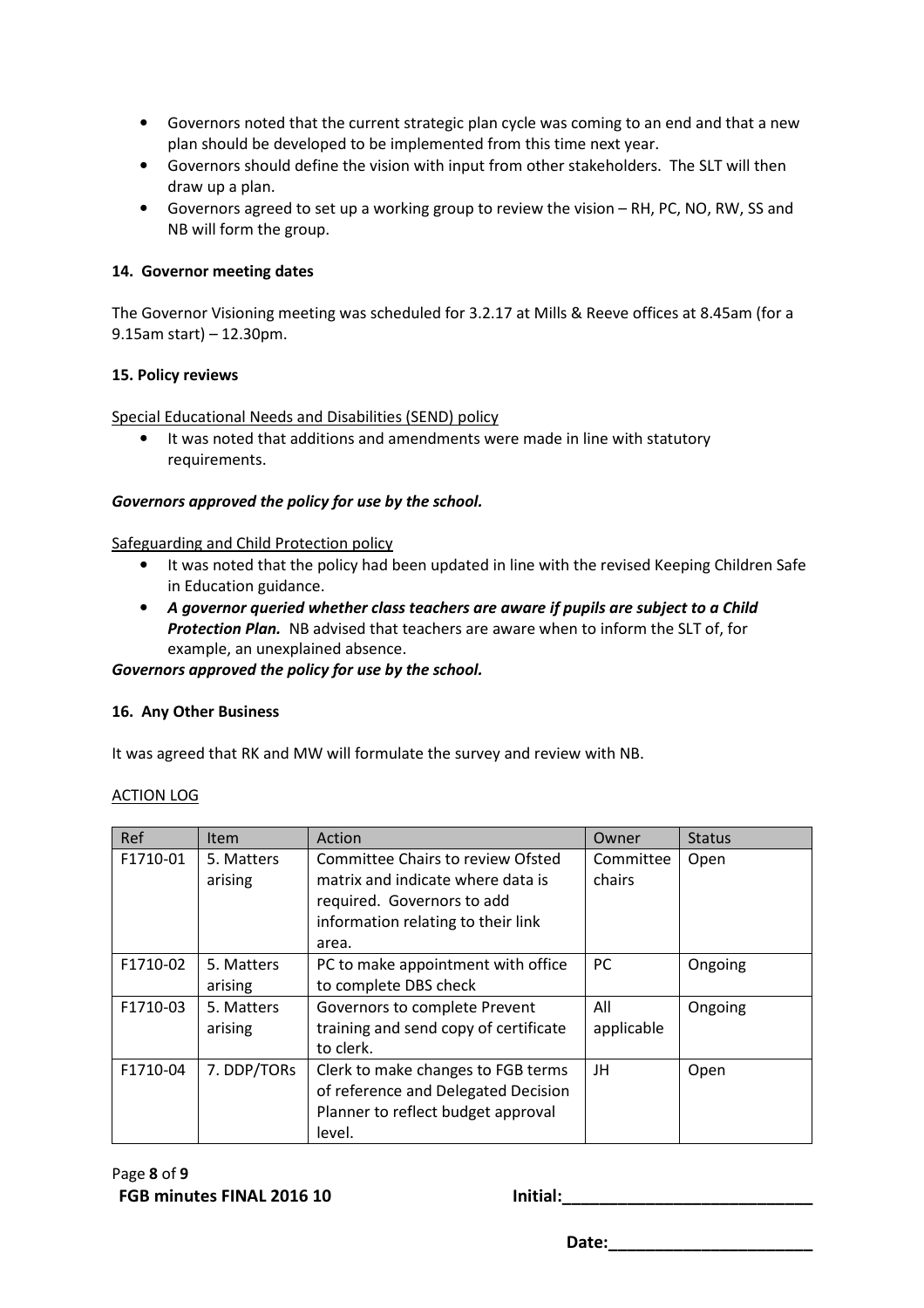- Governors noted that the current strategic plan cycle was coming to an end and that a new plan should be developed to be implemented from this time next year.
- Governors should define the vision with input from other stakeholders. The SLT will then draw up a plan.
- Governors agreed to set up a working group to review the vision – RH, PC, NO, RW, SS and NB will form the group.

**14. Governor meeting dates**

The Governor Visioning meeting was scheduled for 3.2.17 at Mills & Reeve offices at 8.45am (for a 9.15am start) – 12.30pm.

**15. Policy reviews**

Special Educational Needs and Disabilities (SEND) policy

- It was noted that additions and amendments were made in line with statutory requirements.

***Governors approved the policy for use by the school.***

Safeguarding and Child Protection policy

- It was noted that the policy had been updated in line with the revised Keeping Children Safe in Education guidance.
- ***A governor queried whether class teachers are aware if pupils are subject to a Child Protection Plan.*** NB advised that teachers are aware when to inform the SLT of, for example, an unexplained absence.

***Governors approved the policy for use by the school.***

**16. Any Other Business**

It was agreed that RK and MW will formulate the survey and review with NB.

ACTION LOG

| Ref | Item | Action | Owner | Status |
|---|---|---|---|---|
| F1710-01 | 5. Matters arising | Committee Chairs to review Ofsted matrix and indicate where data is required. Governors to add information relating to their link area. | Committee chairs | Open |
| F1710-02 | 5. Matters arising | PC to make appointment with office to complete DBS check | PC | Ongoing |
| F1710-03 | 5. Matters arising | Governors to complete Prevent training and send copy of certificate to clerk. | All applicable | Ongoing |
| F1710-04 | 7. DDP/TORs | Clerk to make changes to FGB terms of reference and Delegated Decision Planner to reflect budget approval level. | JH | Open |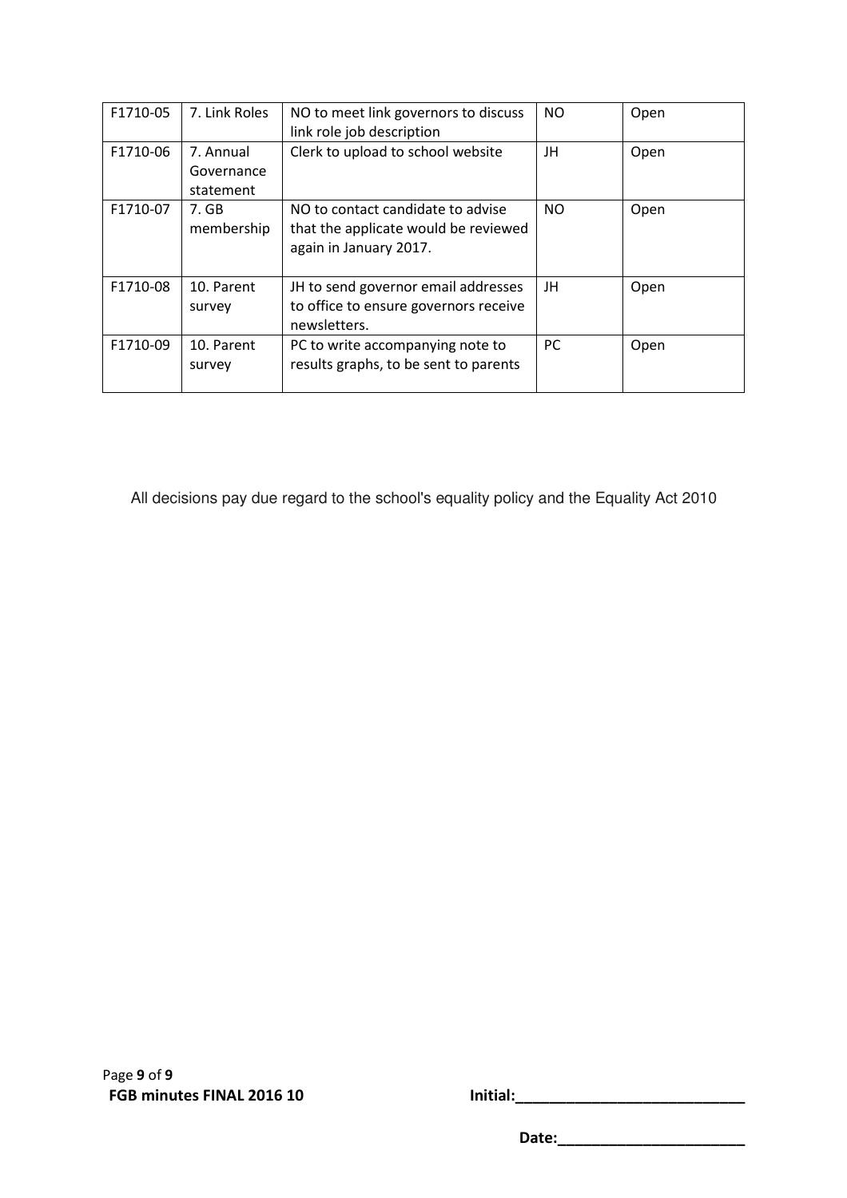| | | | | |
|---|---|---|---|---|
| F1710-05 | 7. Link Roles | NO to meet link governors to discuss link role job description | NO | Open |
| F1710-06 | 7. Annual Governance statement | Clerk to upload to school website | JH | Open |
| F1710-07 | 7. GB membership | NO to contact candidate to advise that the applicate would be reviewed again in January 2017. | NO | Open |
| F1710-08 | 10. Parent survey | JH to send governor email addresses to office to ensure governors receive newsletters. | JH | Open |
| F1710-09 | 10. Parent survey | PC to write accompanying note to results graphs, to be sent to parents | PC | Open |

All decisions pay due regard to the school's equality policy and the Equality Act 2010

**FGB minutes FINAL 2016 10** **Initial:\_\_\_\_\_\_\_\_\_\_\_\_\_\_\_\_\_\_\_\_\_\_\_\_\_\_\_**

**Date:\_\_\_\_\_\_\_\_\_\_\_\_\_\_\_\_\_\_\_\_\_\_\_**